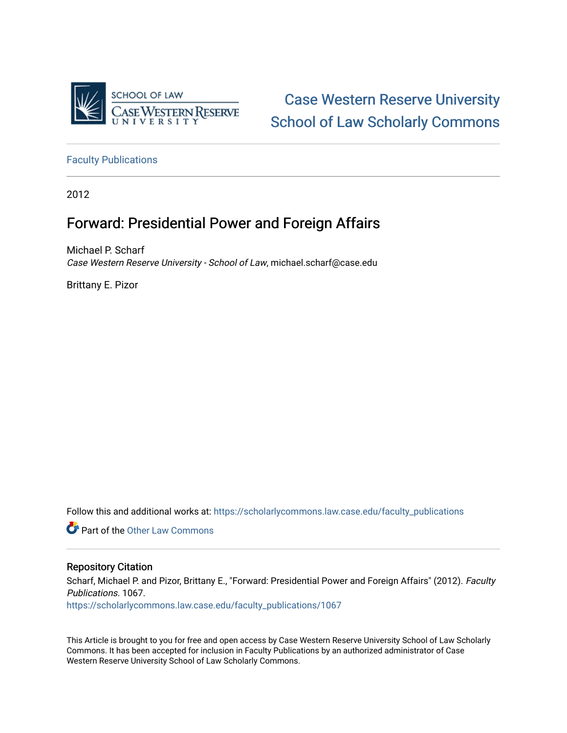SCHOOL OF LAW
CASE WESTERN RESERVE
UNIVERSITY

Case Western Reserve University
School of Law Scholarly Commons

Faculty Publications

2012

# Forward: Presidential Power and Foreign Affairs

Michael P. Scharf
*Case Western Reserve University - School of Law*, michael.scharf@case.edu

Brittany E. Pizor

Follow this and additional works at: https://scholarlycommons.law.case.edu/faculty_publications

Part of the Other Law Commons

## Repository Citation

Scharf, Michael P. and Pizor, Brittany E., "Forward: Presidential Power and Foreign Affairs" (2012). *Faculty Publications*. 1067.
https://scholarlycommons.law.case.edu/faculty_publications/1067

This Article is brought to you for free and open access by Case Western Reserve University School of Law Scholarly Commons. It has been accepted for inclusion in Faculty Publications by an authorized administrator of Case Western Reserve University School of Law Scholarly Commons.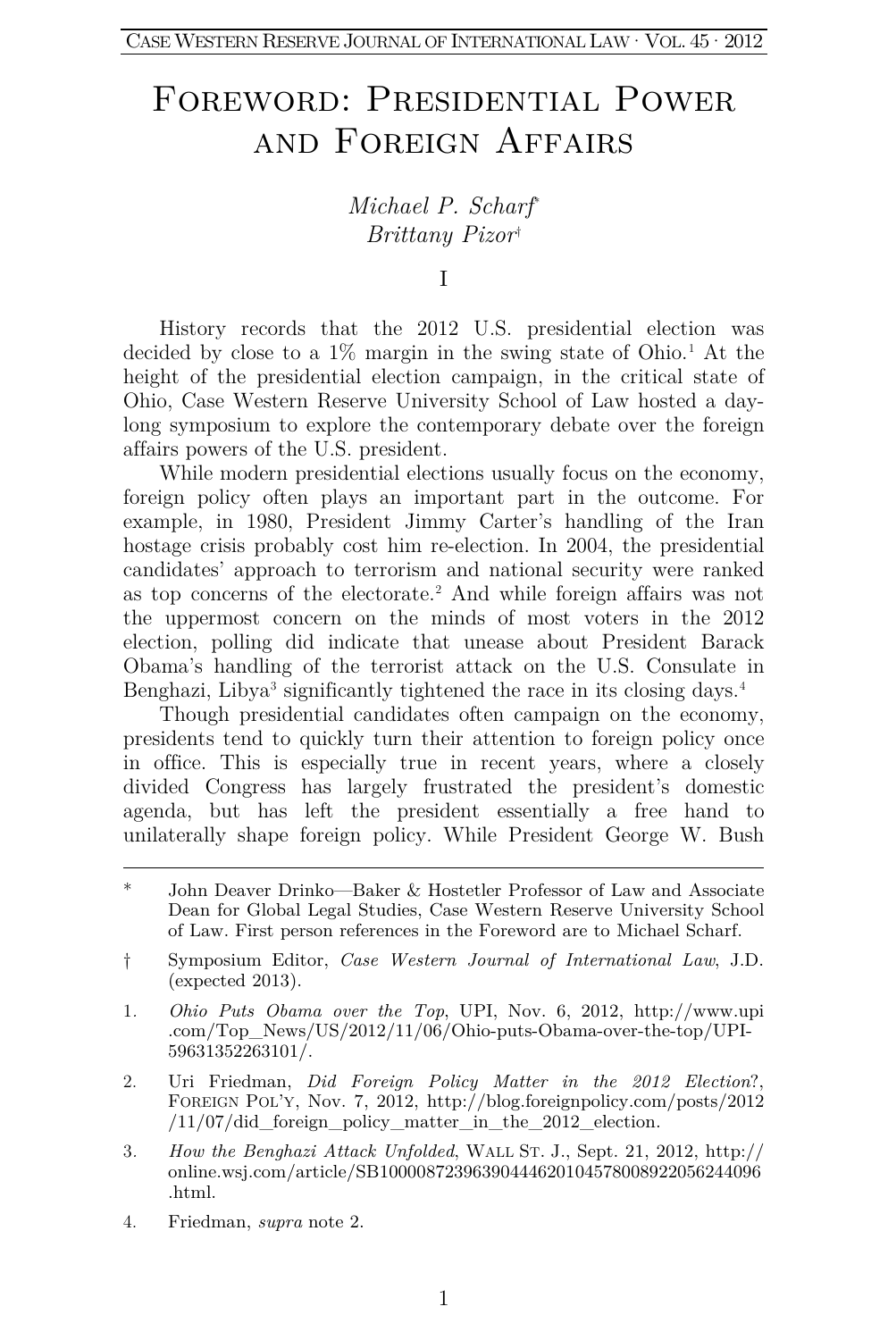# Foreword: Presidential Power and Foreign Affairs

*Michael P. Scharf*[*]
*Brittany Pizor*[†]

## I

History records that the 2012 U.S. presidential election was decided by close to a 1% margin in the swing state of Ohio.[1] At the height of the presidential election campaign, in the critical state of Ohio, Case Western Reserve University School of Law hosted a day-long symposium to explore the contemporary debate over the foreign affairs powers of the U.S. president.

While modern presidential elections usually focus on the economy, foreign policy often plays an important part in the outcome. For example, in 1980, President Jimmy Carter's handling of the Iran hostage crisis probably cost him re-election. In 2004, the presidential candidates' approach to terrorism and national security were ranked as top concerns of the electorate.[2] And while foreign affairs was not the uppermost concern on the minds of most voters in the 2012 election, polling did indicate that unease about President Barack Obama's handling of the terrorist attack on the U.S. Consulate in Benghazi, Libya[3] significantly tightened the race in its closing days.[4]

Though presidential candidates often campaign on the economy, presidents tend to quickly turn their attention to foreign policy once in office. This is especially true in recent years, where a closely divided Congress has largely frustrated the president's domestic agenda, but has left the president essentially a free hand to unilaterally shape foreign policy. While President George W. Bush

---

\* John Deaver Drinko—Baker & Hostetler Professor of Law and Associate Dean for Global Legal Studies, Case Western Reserve University School of Law. First person references in the Foreword are to Michael Scharf.

† Symposium Editor, *Case Western Journal of International Law*, J.D. (expected 2013).

1. *Ohio Puts Obama over the Top*, UPI, Nov. 6, 2012, http://www.upi.com/Top_News/US/2012/11/06/Ohio-puts-Obama-over-the-top/UPI-59631352263101/.

2. Uri Friedman, *Did Foreign Policy Matter in the 2012 Election?*, FOREIGN POL'Y, Nov. 7, 2012, http://blog.foreignpolicy.com/posts/2012/11/07/did_foreign_policy_matter_in_the_2012_election.

3. *How the Benghazi Attack Unfolded*, WALL ST. J., Sept. 21, 2012, http://online.wsj.com/article/SB10000872396390444620104578008922056244096.html.

4. Friedman, *supra* note 2.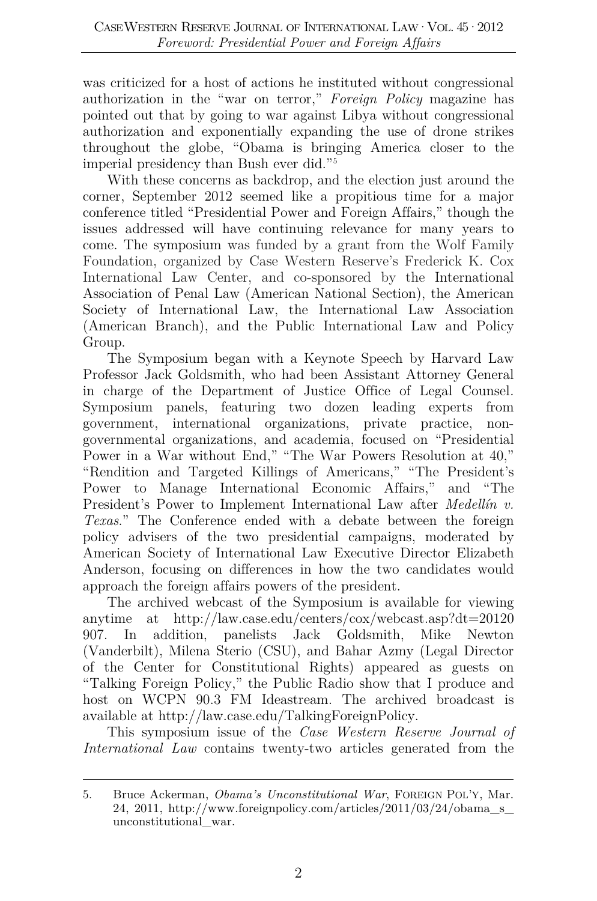was criticized for a host of actions he instituted without congressional authorization in the "war on terror," *Foreign Policy* magazine has pointed out that by going to war against Libya without congressional authorization and exponentially expanding the use of drone strikes throughout the globe, "Obama is bringing America closer to the imperial presidency than Bush ever did."[5]

With these concerns as backdrop, and the election just around the corner, September 2012 seemed like a propitious time for a major conference titled "Presidential Power and Foreign Affairs," though the issues addressed will have continuing relevance for many years to come. The symposium was funded by a grant from the Wolf Family Foundation, organized by Case Western Reserve's Frederick K. Cox International Law Center, and co-sponsored by the International Association of Penal Law (American National Section), the American Society of International Law, the International Law Association (American Branch), and the Public International Law and Policy Group.

The Symposium began with a Keynote Speech by Harvard Law Professor Jack Goldsmith, who had been Assistant Attorney General in charge of the Department of Justice Office of Legal Counsel. Symposium panels, featuring two dozen leading experts from government, international organizations, private practice, non-governmental organizations, and academia, focused on "Presidential Power in a War without End," "The War Powers Resolution at 40," "Rendition and Targeted Killings of Americans," "The President's Power to Manage International Economic Affairs," and "The President's Power to Implement International Law after *Medellín v. Texas*." The Conference ended with a debate between the foreign policy advisers of the two presidential campaigns, moderated by American Society of International Law Executive Director Elizabeth Anderson, focusing on differences in how the two candidates would approach the foreign affairs powers of the president.

The archived webcast of the Symposium is available for viewing anytime at http://law.case.edu/centers/cox/webcast.asp?dt=20120907. In addition, panelists Jack Goldsmith, Mike Newton (Vanderbilt), Milena Sterio (CSU), and Bahar Azmy (Legal Director of the Center for Constitutional Rights) appeared as guests on "Talking Foreign Policy," the Public Radio show that I produce and host on WCPN 90.3 FM Ideastream. The archived broadcast is available at http://law.case.edu/TalkingForeignPolicy.

This symposium issue of the *Case Western Reserve Journal of International Law* contains twenty-two articles generated from the

---

5. Bruce Ackerman, *Obama's Unconstitutional War*, FOREIGN POL'Y, Mar. 24, 2011, http://www.foreignpolicy.com/articles/2011/03/24/obama_s_unconstitutional_war.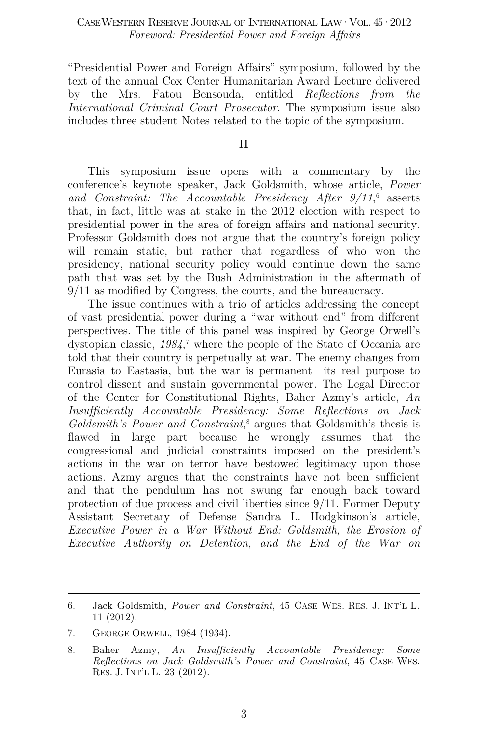"Presidential Power and Foreign Affairs" symposium, followed by the text of the annual Cox Center Humanitarian Award Lecture delivered by the Mrs. Fatou Bensouda, entitled *Reflections from the International Criminal Court Prosecutor*. The symposium issue also includes three student Notes related to the topic of the symposium.

## II

This symposium issue opens with a commentary by the conference's keynote speaker, Jack Goldsmith, whose article, *Power and Constraint: The Accountable Presidency After 9/11*,[6] asserts that, in fact, little was at stake in the 2012 election with respect to presidential power in the area of foreign affairs and national security. Professor Goldsmith does not argue that the country's foreign policy will remain static, but rather that regardless of who won the presidency, national security policy would continue down the same path that was set by the Bush Administration in the aftermath of 9/11 as modified by Congress, the courts, and the bureaucracy.

The issue continues with a trio of articles addressing the concept of vast presidential power during a "war without end" from different perspectives. The title of this panel was inspired by George Orwell's dystopian classic, *1984*,[7] where the people of the State of Oceania are told that their country is perpetually at war. The enemy changes from Eurasia to Eastasia, but the war is permanent—its real purpose to control dissent and sustain governmental power. The Legal Director of the Center for Constitutional Rights, Baher Azmy's article, *An Insufficiently Accountable Presidency: Some Reflections on Jack Goldsmith's Power and Constraint*,[8] argues that Goldsmith's thesis is flawed in large part because he wrongly assumes that the congressional and judicial constraints imposed on the president's actions in the war on terror have bestowed legitimacy upon those actions. Azmy argues that the constraints have not been sufficient and that the pendulum has not swung far enough back toward protection of due process and civil liberties since 9/11. Former Deputy Assistant Secretary of Defense Sandra L. Hodgkinson's article, *Executive Power in a War Without End: Goldsmith, the Erosion of Executive Authority on Detention, and the End of the War on*

---

6. Jack Goldsmith, *Power and Constraint*, 45 CASE WES. RES. J. INT'L L. 11 (2012).

7. GEORGE ORWELL, 1984 (1934).

8. Baher Azmy, *An Insufficiently Accountable Presidency: Some Reflections on Jack Goldsmith's Power and Constraint*, 45 CASE WES. RES. J. INT'L L. 23 (2012).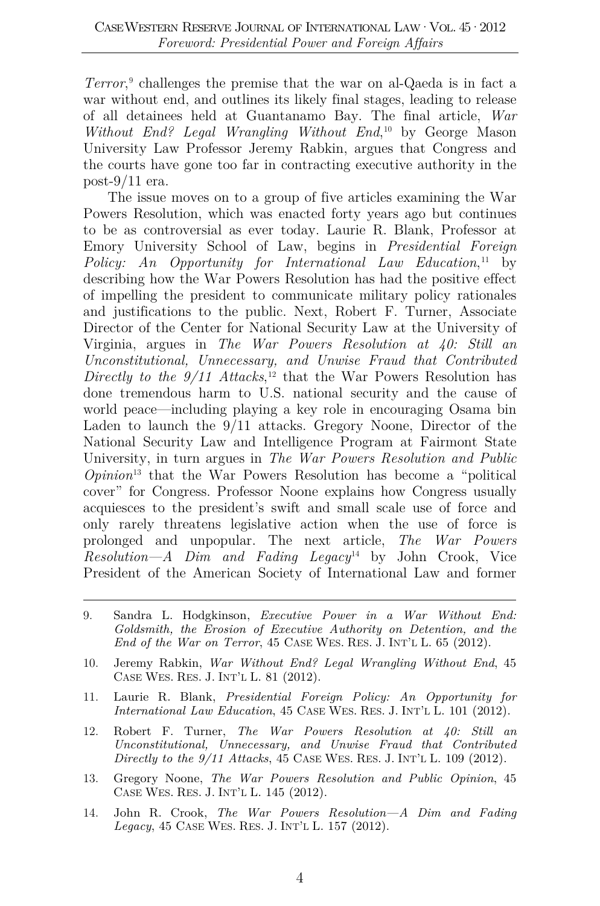*Terror*,[9] challenges the premise that the war on al-Qaeda is in fact a war without end, and outlines its likely final stages, leading to release of all detainees held at Guantanamo Bay. The final article, *War Without End? Legal Wrangling Without End*,[10] by George Mason University Law Professor Jeremy Rabkin, argues that Congress and the courts have gone too far in contracting executive authority in the post-9/11 era.

The issue moves on to a group of five articles examining the War Powers Resolution, which was enacted forty years ago but continues to be as controversial as ever today. Laurie R. Blank, Professor at Emory University School of Law, begins in *Presidential Foreign Policy: An Opportunity for International Law Education*,[11] by describing how the War Powers Resolution has had the positive effect of impelling the president to communicate military policy rationales and justifications to the public. Next, Robert F. Turner, Associate Director of the Center for National Security Law at the University of Virginia, argues in *The War Powers Resolution at 40: Still an Unconstitutional, Unnecessary, and Unwise Fraud that Contributed Directly to the 9/11 Attacks*,[12] that the War Powers Resolution has done tremendous harm to U.S. national security and the cause of world peace—including playing a key role in encouraging Osama bin Laden to launch the 9/11 attacks. Gregory Noone, Director of the National Security Law and Intelligence Program at Fairmont State University, in turn argues in *The War Powers Resolution and Public Opinion*[13] that the War Powers Resolution has become a "political cover" for Congress. Professor Noone explains how Congress usually acquiesces to the president's swift and small scale use of force and only rarely threatens legislative action when the use of force is prolonged and unpopular. The next article, *The War Powers Resolution—A Dim and Fading Legacy*[14] by John Crook, Vice President of the American Society of International Law and former

---

9. Sandra L. Hodgkinson, *Executive Power in a War Without End: Goldsmith, the Erosion of Executive Authority on Detention, and the End of the War on Terror*, 45 CASE WES. RES. J. INT'L L. 65 (2012).

10. Jeremy Rabkin, *War Without End? Legal Wrangling Without End*, 45 CASE WES. RES. J. INT'L L. 81 (2012).

11. Laurie R. Blank, *Presidential Foreign Policy: An Opportunity for International Law Education*, 45 CASE WES. RES. J. INT'L L. 101 (2012).

12. Robert F. Turner, *The War Powers Resolution at 40: Still an Unconstitutional, Unnecessary, and Unwise Fraud that Contributed Directly to the 9/11 Attacks*, 45 CASE WES. RES. J. INT'L L. 109 (2012).

13. Gregory Noone, *The War Powers Resolution and Public Opinion*, 45 CASE WES. RES. J. INT'L L. 145 (2012).

14. John R. Crook, *The War Powers Resolution—A Dim and Fading Legacy*, 45 CASE WES. RES. J. INT'L L. 157 (2012).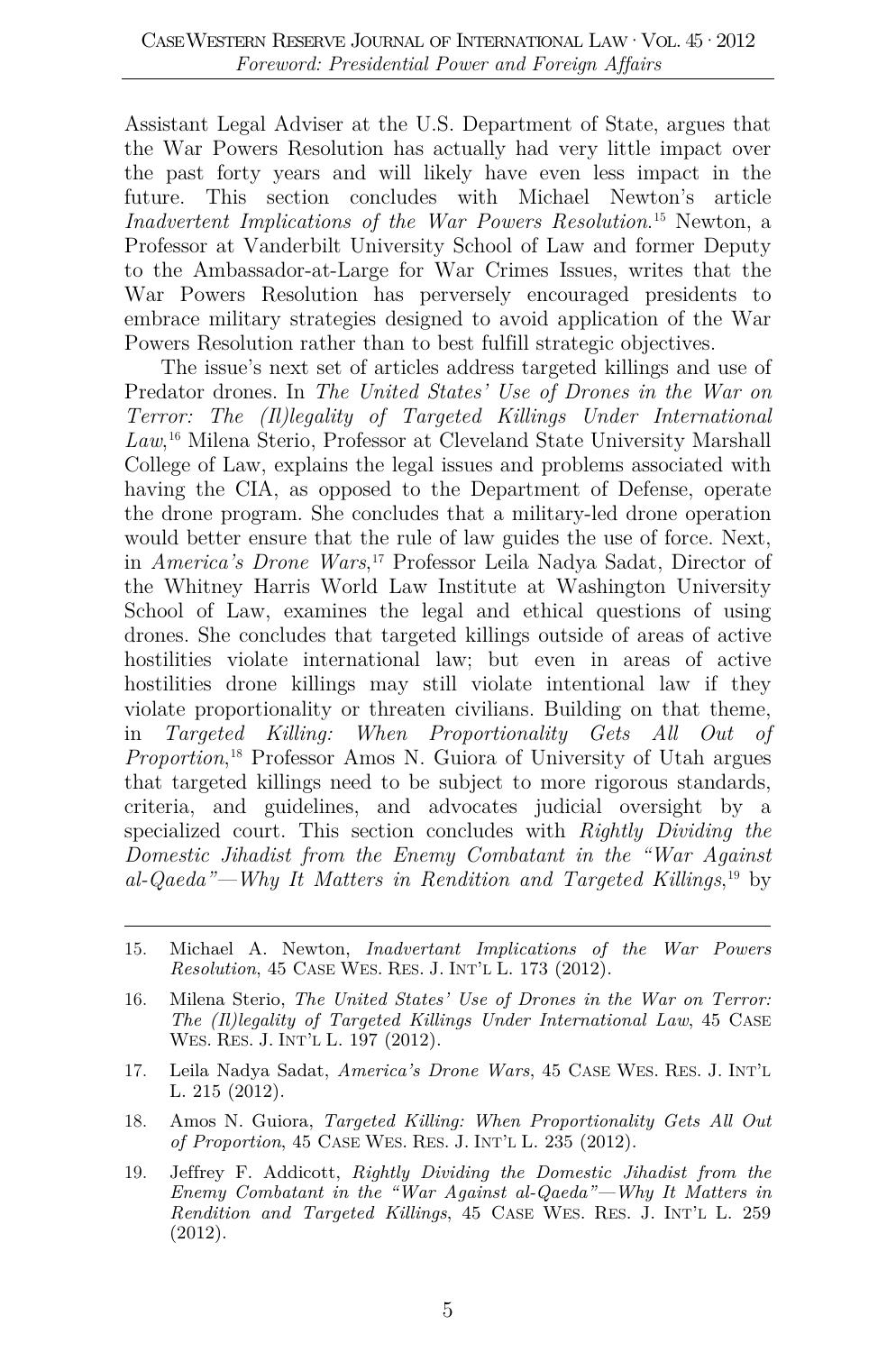Assistant Legal Adviser at the U.S. Department of State, argues that the War Powers Resolution has actually had very little impact over the past forty years and will likely have even less impact in the future. This section concludes with Michael Newton's article *Inadvertent Implications of the War Powers Resolution*.[15] Newton, a Professor at Vanderbilt University School of Law and former Deputy to the Ambassador-at-Large for War Crimes Issues, writes that the War Powers Resolution has perversely encouraged presidents to embrace military strategies designed to avoid application of the War Powers Resolution rather than to best fulfill strategic objectives.

The issue's next set of articles address targeted killings and use of Predator drones. In *The United States' Use of Drones in the War on Terror: The (Il)legality of Targeted Killings Under International Law*,[16] Milena Sterio, Professor at Cleveland State University Marshall College of Law, explains the legal issues and problems associated with having the CIA, as opposed to the Department of Defense, operate the drone program. She concludes that a military-led drone operation would better ensure that the rule of law guides the use of force. Next, in *America's Drone Wars*,[17] Professor Leila Nadya Sadat, Director of the Whitney Harris World Law Institute at Washington University School of Law, examines the legal and ethical questions of using drones. She concludes that targeted killings outside of areas of active hostilities violate international law; but even in areas of active hostilities drone killings may still violate intentional law if they violate proportionality or threaten civilians. Building on that theme, in *Targeted Killing: When Proportionality Gets All Out of Proportion*,[18] Professor Amos N. Guiora of University of Utah argues that targeted killings need to be subject to more rigorous standards, criteria, and guidelines, and advocates judicial oversight by a specialized court. This section concludes with *Rightly Dividing the Domestic Jihadist from the Enemy Combatant in the "War Against al-Qaeda"—Why It Matters in Rendition and Targeted Killings*,[19] by

15. Michael A. Newton, *Inadvertant Implications of the War Powers Resolution*, 45 CASE WES. RES. J. INT'L L. 173 (2012).

16. Milena Sterio, *The United States' Use of Drones in the War on Terror: The (Il)legality of Targeted Killings Under International Law*, 45 CASE WES. RES. J. INT'L L. 197 (2012).

17. Leila Nadya Sadat, *America's Drone Wars*, 45 CASE WES. RES. J. INT'L L. 215 (2012).

18. Amos N. Guiora, *Targeted Killing: When Proportionality Gets All Out of Proportion*, 45 CASE WES. RES. J. INT'L L. 235 (2012).

19. Jeffrey F. Addicott, *Rightly Dividing the Domestic Jihadist from the Enemy Combatant in the "War Against al-Qaeda"—Why It Matters in Rendition and Targeted Killings*, 45 CASE WES. RES. J. INT'L L. 259 (2012).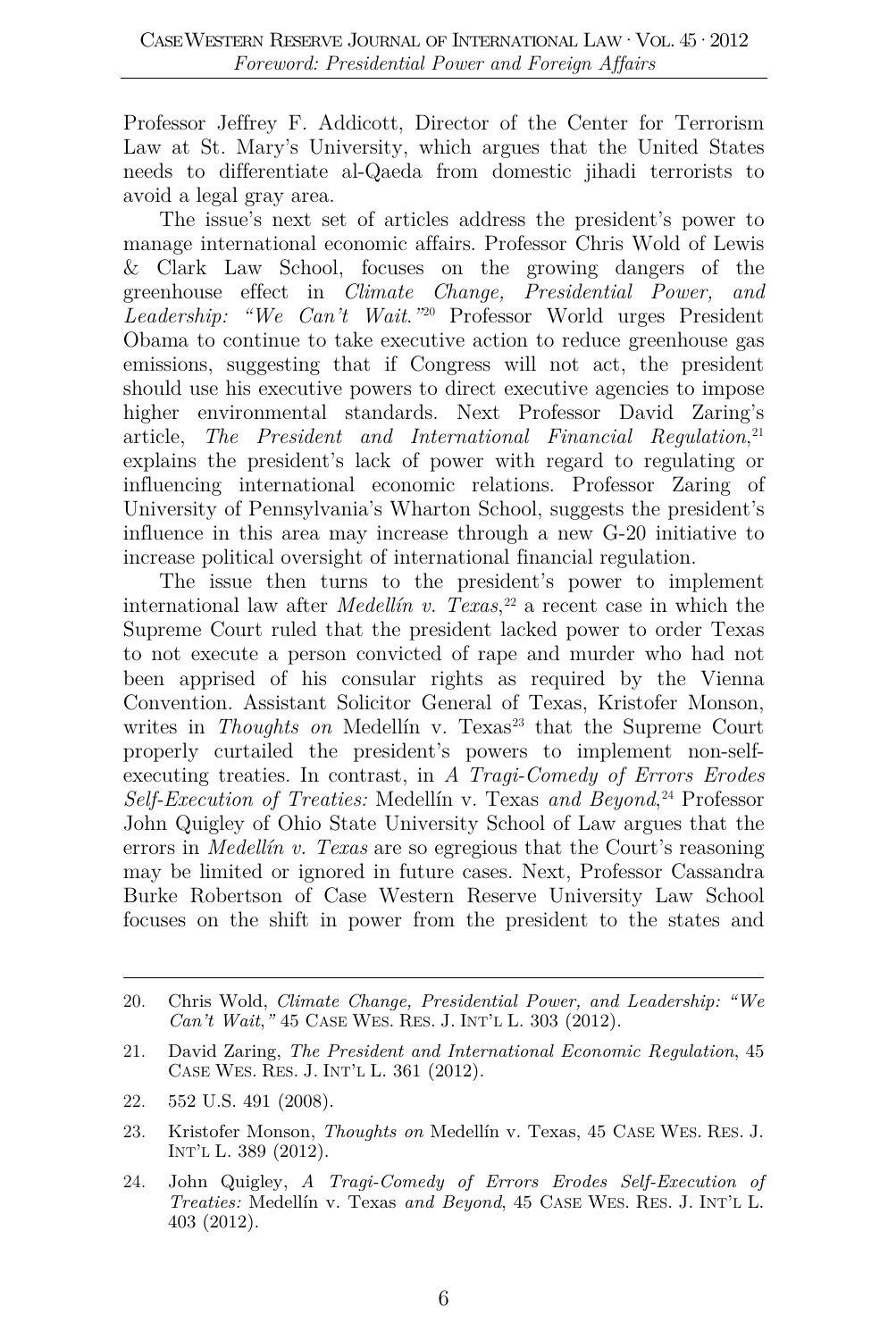Professor Jeffrey F. Addicott, Director of the Center for Terrorism Law at St. Mary's University, which argues that the United States needs to differentiate al-Qaeda from domestic jihadi terrorists to avoid a legal gray area.

The issue's next set of articles address the president's power to manage international economic affairs. Professor Chris Wold of Lewis & Clark Law School, focuses on the growing dangers of the greenhouse effect in *Climate Change, Presidential Power, and Leadership: "We Can't Wait."*[20] Professor World urges President Obama to continue to take executive action to reduce greenhouse gas emissions, suggesting that if Congress will not act, the president should use his executive powers to direct executive agencies to impose higher environmental standards. Next Professor David Zaring's article, *The President and International Financial Regulation*,[21] explains the president's lack of power with regard to regulating or influencing international economic relations. Professor Zaring of University of Pennsylvania's Wharton School, suggests the president's influence in this area may increase through a new G-20 initiative to increase political oversight of international financial regulation.

The issue then turns to the president's power to implement international law after *Medellín v. Texas*,[22] a recent case in which the Supreme Court ruled that the president lacked power to order Texas to not execute a person convicted of rape and murder who had not been apprised of his consular rights as required by the Vienna Convention. Assistant Solicitor General of Texas, Kristofer Monson, writes in *Thoughts on* Medellín v. Texas[23] that the Supreme Court properly curtailed the president's powers to implement non-self-executing treaties. In contrast, in *A Tragi-Comedy of Errors Erodes Self-Execution of Treaties:* Medellín v. Texas *and Beyond*,[24] Professor John Quigley of Ohio State University School of Law argues that the errors in *Medellín v. Texas* are so egregious that the Court's reasoning may be limited or ignored in future cases. Next, Professor Cassandra Burke Robertson of Case Western Reserve University Law School focuses on the shift in power from the president to the states and

---

20. Chris Wold, *Climate Change, Presidential Power, and Leadership: "We Can't Wait,"* 45 CASE WES. RES. J. INT'L L. 303 (2012).

21. David Zaring, *The President and International Economic Regulation*, 45 CASE WES. RES. J. INT'L L. 361 (2012).

22. 552 U.S. 491 (2008).

23. Kristofer Monson, *Thoughts on* Medellín v. Texas, 45 CASE WES. RES. J. INT'L L. 389 (2012).

24. John Quigley, *A Tragi-Comedy of Errors Erodes Self-Execution of Treaties:* Medellín v. Texas *and Beyond*, 45 CASE WES. RES. J. INT'L L. 403 (2012).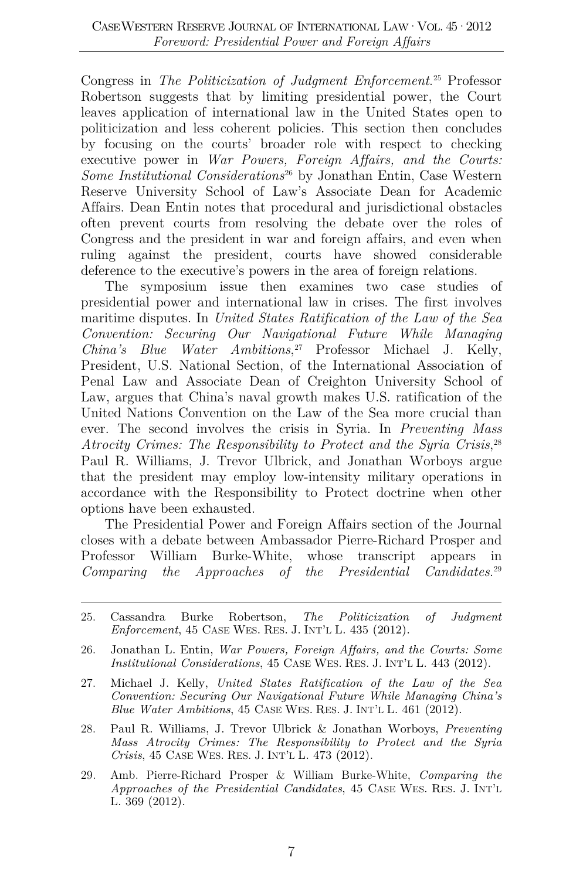Congress in *The Politicization of Judgment Enforcement.*[25] Professor Robertson suggests that by limiting presidential power, the Court leaves application of international law in the United States open to politicization and less coherent policies. This section then concludes by focusing on the courts' broader role with respect to checking executive power in *War Powers, Foreign Affairs, and the Courts: Some Institutional Considerations*[26] by Jonathan Entin, Case Western Reserve University School of Law's Associate Dean for Academic Affairs. Dean Entin notes that procedural and jurisdictional obstacles often prevent courts from resolving the debate over the roles of Congress and the president in war and foreign affairs, and even when ruling against the president, courts have showed considerable deference to the executive's powers in the area of foreign relations.

The symposium issue then examines two case studies of presidential power and international law in crises. The first involves maritime disputes. In *United States Ratification of the Law of the Sea Convention: Securing Our Navigational Future While Managing China's Blue Water Ambitions*,[27] Professor Michael J. Kelly, President, U.S. National Section, of the International Association of Penal Law and Associate Dean of Creighton University School of Law, argues that China's naval growth makes U.S. ratification of the United Nations Convention on the Law of the Sea more crucial than ever. The second involves the crisis in Syria. In *Preventing Mass Atrocity Crimes: The Responsibility to Protect and the Syria Crisis*,[28] Paul R. Williams, J. Trevor Ulbrick, and Jonathan Worboys argue that the president may employ low-intensity military operations in accordance with the Responsibility to Protect doctrine when other options have been exhausted.

The Presidential Power and Foreign Affairs section of the Journal closes with a debate between Ambassador Pierre-Richard Prosper and Professor William Burke-White, whose transcript appears in *Comparing the Approaches of the Presidential Candidates.*[29]

---

25. Cassandra Burke Robertson, *The Politicization of Judgment Enforcement*, 45 Case Wes. Res. J. Int'l L. 435 (2012).

26. Jonathan L. Entin, *War Powers, Foreign Affairs, and the Courts: Some Institutional Considerations*, 45 Case Wes. Res. J. Int'l L. 443 (2012).

27. Michael J. Kelly, *United States Ratification of the Law of the Sea Convention: Securing Our Navigational Future While Managing China's Blue Water Ambitions*, 45 Case Wes. Res. J. Int'l L. 461 (2012).

28. Paul R. Williams, J. Trevor Ulbrick & Jonathan Worboys, *Preventing Mass Atrocity Crimes: The Responsibility to Protect and the Syria Crisis*, 45 Case Wes. Res. J. Int'l L. 473 (2012).

29. Amb. Pierre-Richard Prosper & William Burke-White, *Comparing the Approaches of the Presidential Candidates*, 45 Case Wes. Res. J. Int'l L. 369 (2012).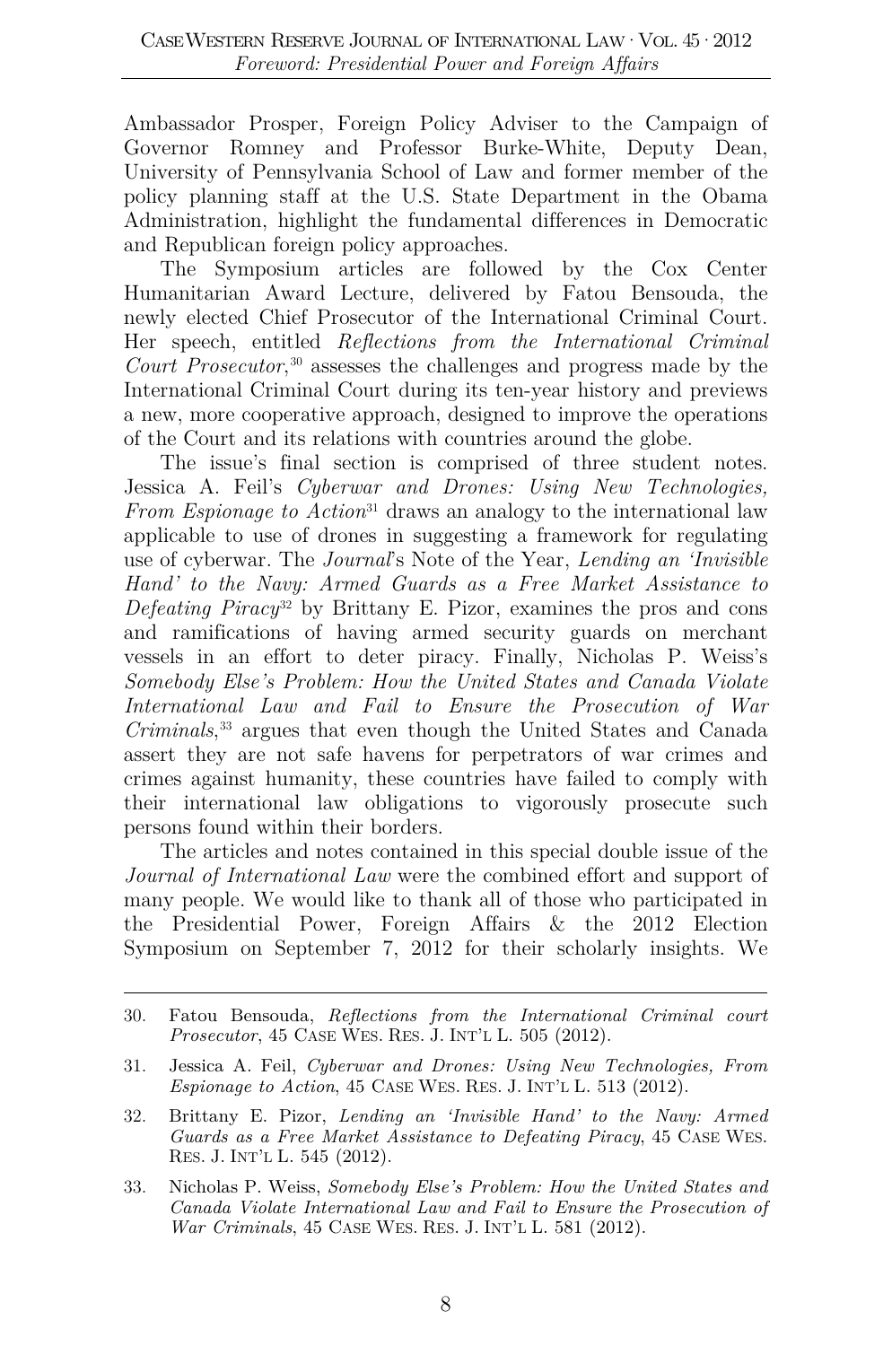Ambassador Prosper, Foreign Policy Adviser to the Campaign of Governor Romney and Professor Burke-White, Deputy Dean, University of Pennsylvania School of Law and former member of the policy planning staff at the U.S. State Department in the Obama Administration, highlight the fundamental differences in Democratic and Republican foreign policy approaches.

The Symposium articles are followed by the Cox Center Humanitarian Award Lecture, delivered by Fatou Bensouda, the newly elected Chief Prosecutor of the International Criminal Court. Her speech, entitled *Reflections from the International Criminal Court Prosecutor*,[30] assesses the challenges and progress made by the International Criminal Court during its ten-year history and previews a new, more cooperative approach, designed to improve the operations of the Court and its relations with countries around the globe.

The issue's final section is comprised of three student notes. Jessica A. Feil's *Cyberwar and Drones: Using New Technologies, From Espionage to Action*[31] draws an analogy to the international law applicable to use of drones in suggesting a framework for regulating use of cyberwar. The *Journal*'s Note of the Year, *Lending an 'Invisible Hand' to the Navy: Armed Guards as a Free Market Assistance to Defeating Piracy*[32] by Brittany E. Pizor, examines the pros and cons and ramifications of having armed security guards on merchant vessels in an effort to deter piracy. Finally, Nicholas P. Weiss's *Somebody Else's Problem: How the United States and Canada Violate International Law and Fail to Ensure the Prosecution of War Criminals*,[33] argues that even though the United States and Canada assert they are not safe havens for perpetrators of war crimes and crimes against humanity, these countries have failed to comply with their international law obligations to vigorously prosecute such persons found within their borders.

The articles and notes contained in this special double issue of the *Journal of International Law* were the combined effort and support of many people. We would like to thank all of those who participated in the Presidential Power, Foreign Affairs & the 2012 Election Symposium on September 7, 2012 for their scholarly insights. We

---

30. Fatou Bensouda, *Reflections from the International Criminal court Prosecutor*, 45 CASE WES. RES. J. INT'L L. 505 (2012).

31. Jessica A. Feil, *Cyberwar and Drones: Using New Technologies, From Espionage to Action*, 45 CASE WES. RES. J. INT'L L. 513 (2012).

32. Brittany E. Pizor, *Lending an 'Invisible Hand' to the Navy: Armed Guards as a Free Market Assistance to Defeating Piracy*, 45 CASE WES. RES. J. INT'L L. 545 (2012).

33. Nicholas P. Weiss, *Somebody Else's Problem: How the United States and Canada Violate International Law and Fail to Ensure the Prosecution of War Criminals*, 45 CASE WES. RES. J. INT'L L. 581 (2012).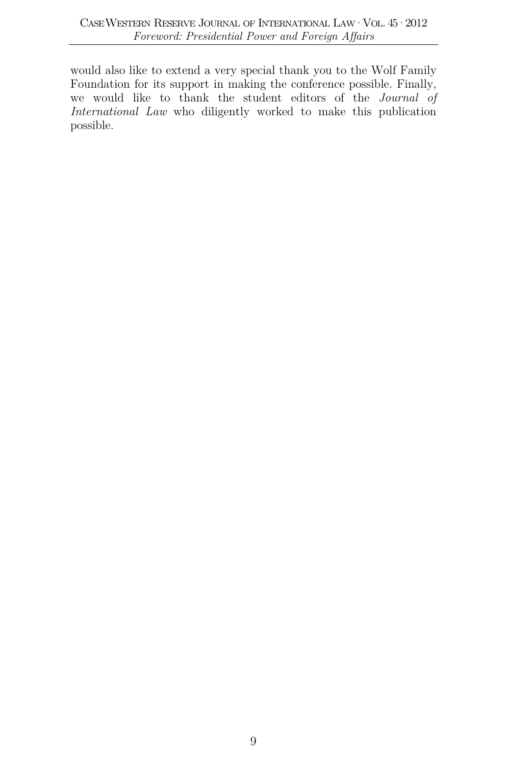would also like to extend a very special thank you to the Wolf Family Foundation for its support in making the conference possible. Finally, we would like to thank the student editors of the *Journal of International Law* who diligently worked to make this publication possible.